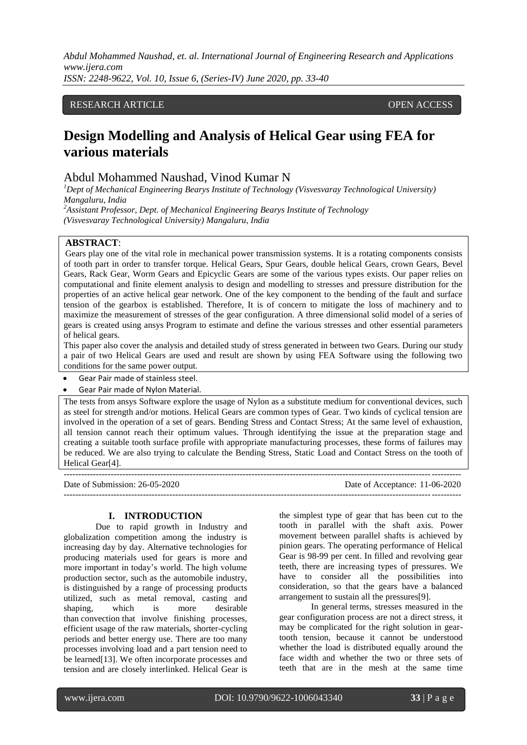RESEARCH ARTICLE OPEN ACCESS

# Design Modelling and Analysis of Helical Gear using FEA for various materials

Abdul Mohammed Naushad, Vinod Kumar N

[1]Dept of Mechanical Engineering Bearys Institute of Technology (Visvesvaray Technological University) Mangaluru, India

[2]Assistant Professor, Dept. of Mechanical Engineering Bearys Institute of Technology (Visvesvaray Technological University) Mangaluru, India

**ABSTRACT**:

Gears play one of the vital role in mechanical power transmission systems. It is a rotating components consists of tooth part in order to transfer torque. Helical Gears, Spur Gears, double helical Gears, crown Gears, Bevel Gears, Rack Gear, Worm Gears and Epicyclic Gears are some of the various types exists. Our paper relies on computational and finite element analysis to design and modelling to stresses and pressure distribution for the properties of an active helical gear network. One of the key component to the bending of the fault and surface tension of the gearbox is established. Therefore, It is of concern to mitigate the loss of machinery and to maximize the measurement of stresses of the gear configuration. A three dimensional solid model of a series of gears is created using ansys Program to estimate and define the various stresses and other essential parameters of helical gears.

This paper also cover the analysis and detailed study of stress generated in between two Gears. During our study a pair of two Helical Gears are used and result are shown by using FEA Software using the following two conditions for the same power output.

- Gear Pair made of stainless steel.
- Gear Pair made of Nylon Material.

The tests from ansys Software explore the usage of Nylon as a substitute medium for conventional devices, such as steel for strength and/or motions. Helical Gears are common types of Gear. Two kinds of cyclical tension are involved in the operation of a set of gears. Bending Stress and Contact Stress; At the same level of exhaustion, all tension cannot reach their optimum values. Through identifying the issue at the preparation stage and creating a suitable tooth surface profile with appropriate manufacturing processes, these forms of failures may be reduced. We are also trying to calculate the Bending Stress, Static Load and Contact Stress on the tooth of Helical Gear[4].

---

Date of Submission: 26-05-2020 Date of Acceptance: 11-06-2020

---

## I. INTRODUCTION

Due to rapid growth in Industry and globalization competition among the industry is increasing day by day. Alternative technologies for producing materials used for gears is more and more important in today's world. The high volume production sector, such as the automobile industry, is distinguished by a range of processing products utilized, such as metal removal, casting and shaping, which is more desirable than convection that involve finishing processes, efficient usage of the raw materials, shorter-cycling periods and better energy use. There are too many processes involving load and a part tension need to be learned[13]. We often incorporate processes and tension and are closely interlinked. Helical Gear is the simplest type of gear that has been cut to the tooth in parallel with the shaft axis. Power movement between parallel shafts is achieved by pinion gears. The operating performance of Helical Gear is 98-99 per cent. In filled and revolving gear teeth, there are increasing types of pressures. We have to consider all the possibilities into consideration, so that the gears have a balanced arrangement to sustain all the pressures[9].

In general terms, stresses measured in the gear configuration process are not a direct stress, it may be complicated for the right solution in gear-tooth tension, because it cannot be understood whether the load is distributed equally around the face width and whether the two or three sets of teeth that are in the mesh at the same time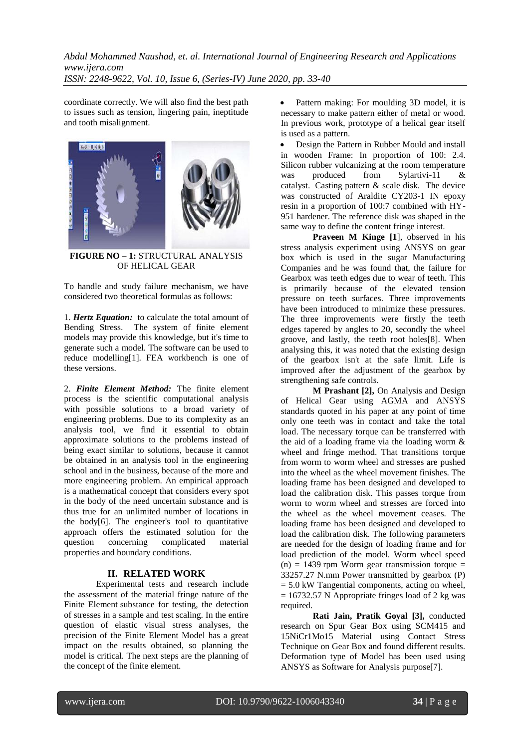coordinate correctly. We will also find the best path to issues such as tension, lingering pain, ineptitude and tooth misalignment.

**FIGURE NO – 1:** STRUCTURAL ANALYSIS OF HELICAL GEAR

To handle and study failure mechanism, we have considered two theoretical formulas as follows:

1. ***Hertz Equation:*** to calculate the total amount of Bending Stress. The system of finite element models may provide this knowledge, but it's time to generate such a model. The software can be used to reduce modelling[1]. FEA workbench is one of these versions.

2. ***Finite Element Method:*** The finite element process is the scientific computational analysis with possible solutions to a broad variety of engineering problems. Due to its complexity as an analysis tool, we find it essential to obtain approximate solutions to the problems instead of being exact similar to solutions, because it cannot be obtained in an analysis tool in the engineering school and in the business, because of the more and more engineering problem. An empirical approach is a mathematical concept that considers every spot in the body of the need uncertain substance and is thus true for an unlimited number of locations in the body[6]. The engineer's tool to quantitative approach offers the estimated solution for the question concerning complicated material properties and boundary conditions.

## II. RELATED WORK

Experimental tests and research include the assessment of the material fringe nature of the Finite Element substance for testing, the detection of stresses in a sample and test scaling. In the entire question of elastic visual stress analyses, the precision of the Finite Element Model has a great impact on the results obtained, so planning the model is critical. The next steps are the planning of the concept of the finite element.

- Pattern making: For moulding 3D model, it is necessary to make pattern either of metal or wood. In previous work, prototype of a helical gear itself is used as a pattern.
- Design the Pattern in Rubber Mould and install in wooden Frame: In proportion of 100: 2.4. Silicon rubber vulcanizing at the room temperature was produced from Sylartivi-11 & catalyst. Casting pattern & scale disk. The device was constructed of Araldite CY203-1 IN epoxy resin in a proportion of 100:7 combined with HY-951 hardener. The reference disk was shaped in the same way to define the content fringe interest.

**Praveen M Kinge [1]**, observed in his stress analysis experiment using ANSYS on gear box which is used in the sugar Manufacturing Companies and he was found that, the failure for Gearbox was teeth edges due to wear of teeth. This is primarily because of the elevated tension pressure on teeth surfaces. Three improvements have been introduced to minimize these pressures. The three improvements were firstly the teeth edges tapered by angles to 20, secondly the wheel groove, and lastly, the teeth root holes[8]. When analysing this, it was noted that the existing design of the gearbox isn't at the safe limit. Life is improved after the adjustment of the gearbox by strengthening safe controls.

**M Prashant [2],** On Analysis and Design of Helical Gear using AGMA and ANSYS standards quoted in his paper at any point of time only one teeth was in contact and take the total load. The necessary torque can be transferred with the aid of a loading frame via the loading worm & wheel and fringe method. That transitions torque from worm to worm wheel and stresses are pushed into the wheel as the wheel movement finishes. The loading frame has been designed and developed to load the calibration disk. This passes torque from worm to worm wheel and stresses are forced into the wheel as the wheel movement ceases. The loading frame has been designed and developed to load the calibration disk. The following parameters are needed for the design of loading frame and for load prediction of the model. Worm wheel speed (n) = 1439 rpm Worm gear transmission torque = 33257.27 N.mm Power transmitted by gearbox (P) = 5.0 kW Tangential components, acting on wheel, = 16732.57 N Appropriate fringes load of 2 kg was required.

**Rati Jain, Pratik Goyal [3],** conducted research on Spur Gear Box using SCM415 and 15NiCr1Mo15 Material using Contact Stress Technique on Gear Box and found different results. Deformation type of Model has been used using ANSYS as Software for Analysis purpose[7].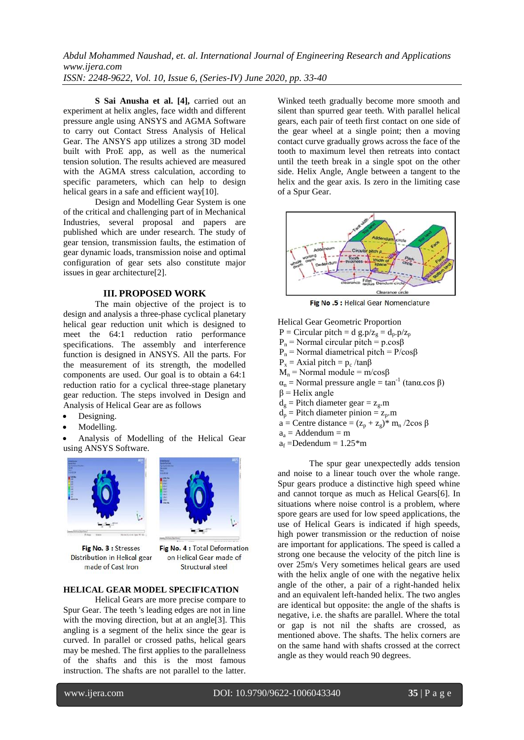**S Sai Anusha et al. [4],** carried out an experiment at helix angles, face width and different pressure angle using ANSYS and AGMA Software to carry out Contact Stress Analysis of Helical Gear. The ANSYS app utilizes a strong 3D model built with ProE app, as well as the numerical tension solution. The results achieved are measured with the AGMA stress calculation, according to specific parameters, which can help to design helical gears in a safe and efficient way[10].

Design and Modelling Gear System is one of the critical and challenging part of in Mechanical Industries, several proposal and papers are published which are under research. The study of gear tension, transmission faults, the estimation of gear dynamic loads, transmission noise and optimal configuration of gear sets also constitute major issues in gear architecture[2].

## III. PROPOSED WORK

The main objective of the project is to design and analysis a three-phase cyclical planetary helical gear reduction unit which is designed to meet the 64:1 reduction ratio performance specifications. The assembly and interference function is designed in ANSYS. All the parts. For the measurement of its strength, the modelled components are used. Our goal is to obtain a 64:1 reduction ratio for a cyclical three-stage planetary gear reduction. The steps involved in Design and Analysis of Helical Gear are as follows

- Designing.
- Modelling.
- Analysis of Modelling of the Helical Gear using ANSYS Software.

**Fig No. 3 :** Stresses Distribution in Helical gear made of Cast Iron

**Fig No. 4 :** Total Deformation on Helical Gear made of Structural steel

## HELICAL GEAR MODEL SPECIFICATION

Helical Gears are more precise compare to Spur Gear. The teeth 's leading edges are not in line with the moving direction, but at an angle[3]. This angling is a segment of the helix since the gear is curved. In parallel or crossed paths, helical gears may be meshed. The first applies to the parallelness of the shafts and this is the most famous instruction. The shafts are not parallel to the latter. Winked teeth gradually become more smooth and silent than spurred gear teeth. With parallel helical gears, each pair of teeth first contact on one side of the gear wheel at a single point; then a moving contact curve gradually grows across the face of the tooth to maximum level then retreats into contact until the teeth break in a single spot on the other side. Helix Angle, Angle between a tangent to the helix and the gear axis. Is zero in the limiting case of a Spur Gear.

**Fig No .5 :** Helical Gear Nomenclature

Helical Gear Geometric Proportion

$P$ = Circular pitch = $d\ g.p/z_g = d_p.p/z_p$

$P_n$ = Normal circular pitch = $p.\cos\beta$

$P_n$ = Normal diametrical pitch = $P/\cos\beta$

$P_x$ = Axial pitch = $p_c/\tan\beta$

$M_n$ = Normal module = $m/\cos\beta$

$\alpha_n$ = Normal pressure angle = $\tan^{-1}(\tan\alpha.\cos\beta)$

$\beta$ = Helix angle

$d_g$ = Pitch diameter gear = $z_g.m$

$d_p$ = Pitch diameter pinion = $z_p.m$

$a$ = Centre distance = $(z_p + z_g)*m_n/2\cos\beta$

$a_a$ = Addendum = $m$

$a_f$ = Dedendum = $1.25*m$

The spur gear unexpectedly adds tension and noise to a linear touch over the whole range. Spur gears produce a distinctive high speed whine and cannot torque as much as Helical Gears[6]. In situations where noise control is a problem, where spore gears are used for low speed applications, the use of Helical Gears is indicated if high speeds, high power transmission or the reduction of noise are important for applications. The speed is called a strong one because the velocity of the pitch line is over 25m/s Very sometimes helical gears are used with the helix angle of one with the negative helix angle of the other, a pair of a right-handed helix and an equivalent left-handed helix. The two angles are identical but opposite: the angle of the shafts is negative, i.e. the shafts are parallel. Where the total or gap is not nil the shafts are crossed, as mentioned above. The shafts. The helix corners are on the same hand with shafts crossed at the correct angle as they would reach 90 degrees.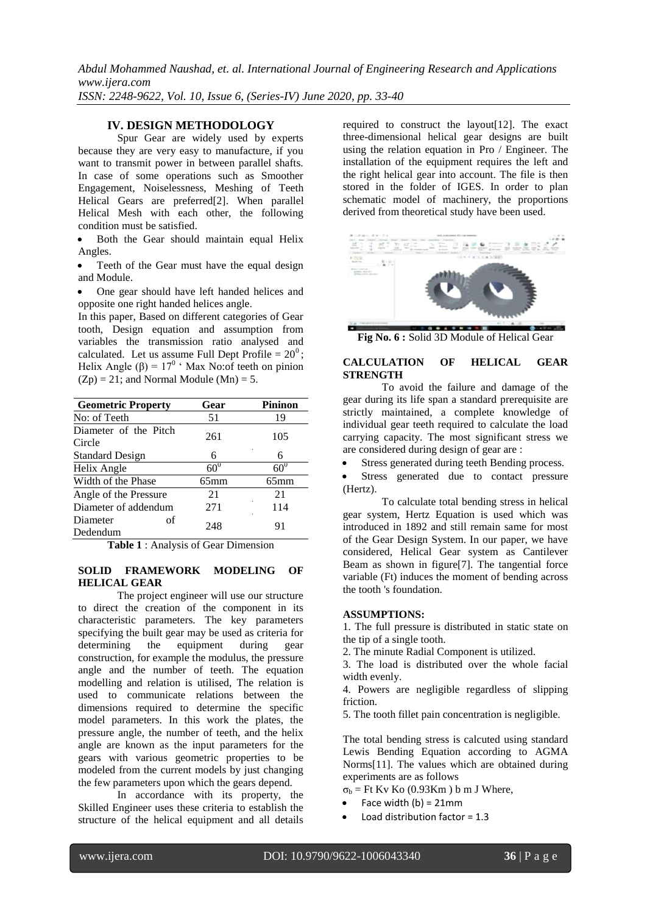## IV. DESIGN METHODOLOGY

Spur Gear are widely used by experts because they are very easy to manufacture, if you want to transmit power in between parallel shafts. In case of some operations such as Smoother Engagement, Noiselessness, Meshing of Teeth Helical Gears are preferred[2]. When parallel Helical Mesh with each other, the following condition must be satisfied.

- Both the Gear should maintain equal Helix Angles.
- Teeth of the Gear must have the equal design and Module.
- One gear should have left handed helices and opposite one right handed helices angle.

In this paper, Based on different categories of Gear tooth, Design equation and assumption from variables the transmission ratio analysed and calculated. Let us assume Full Dept Profile = $20^0$; Helix Angle ($\beta$) = $17^0$ ' Max No:of teeth on pinion ($Z_p$) = 21; and Normal Module ($M_n$) = 5.

| Geometric Property | Gear | Pininon |
|---|---|---|
| No: of Teeth | 51 | 19 |
| Diameter of the Pitch Circle | 261 | 105 |
| Standard Design | 6 | 6 |
| Helix Angle | $60^0$ | $60^0$ |
| Width of the Phase | 65mm | 65mm |
| Angle of the Pressure | 21 | 21 |
| Diameter of addendum | 271 | 114 |
| Diameter of Dedendum | 248 | 91 |

**Table 1** : Analysis of Gear Dimension

### SOLID FRAMEWORK MODELING OF HELICAL GEAR

The project engineer will use our structure to direct the creation of the component in its characteristic parameters. The key parameters specifying the built gear may be used as criteria for determining the equipment during gear construction, for example the modulus, the pressure angle and the number of teeth. The equation modelling and relation is utilised, The relation is used to communicate relations between the dimensions required to determine the specific model parameters. In this work the plates, the pressure angle, the number of teeth, and the helix angle are known as the input parameters for the gears with various geometric properties to be modeled from the current models by just changing the few parameters upon which the gears depend.

In accordance with its property, the Skilled Engineer uses these criteria to establish the structure of the helical equipment and all details required to construct the layout[12]. The exact three-dimensional helical gear designs are built using the relation equation in Pro / Engineer. The installation of the equipment requires the left and the right helical gear into account. The file is then stored in the folder of IGES. In order to plan schematic model of machinery, the proportions derived from theoretical study have been used.

**Fig No. 6 :** Solid 3D Module of Helical Gear

### CALCULATION OF HELICAL GEAR STRENGTH

To avoid the failure and damage of the gear during its life span a standard prerequisite are strictly maintained, a complete knowledge of individual gear teeth required to calculate the load carrying capacity. The most significant stress we are considered during design of gear are :

- Stress generated during teeth Bending process.
- Stress generated due to contact pressure (Hertz).

To calculate total bending stress in helical gear system, Hertz Equation is used which was introduced in 1892 and still remain same for most of the Gear Design System. In our paper, we have considered, Helical Gear system as Cantilever Beam as shown in figure[7]. The tangential force variable (Ft) induces the moment of bending across the tooth 's foundation.

### ASSUMPTIONS:

1. The full pressure is distributed in static state on the tip of a single tooth.
2. The minute Radial Component is utilized.
3. The load is distributed over the whole facial width evenly.
4. Powers are negligible regardless of slipping friction.
5. The tooth fillet pain concentration is negligible.

The total bending stress is calcuted using standard Lewis Bending Equation according to AGMA Norms[11]. The values which are obtained during experiments are as follows

$\sigma_b$ = Ft Kv Ko (0.93Km ) b m J Where,

- Face width (b) = 21mm
- Load distribution factor = 1.3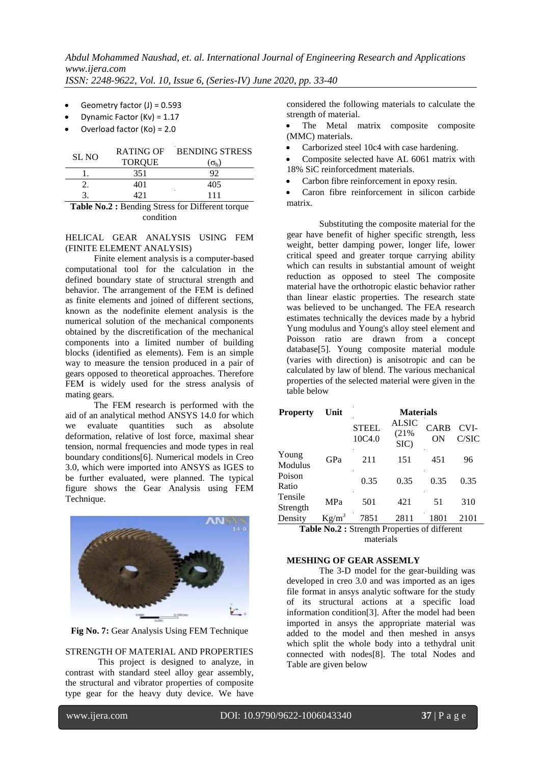- Geometry factor (J) = 0.593
- Dynamic Factor (Kv) = 1.17
- Overload factor (Ko) = 2.0

| SL NO | RATING OF TORQUE | BENDING STRESS ($\sigma_b$) |
|---|---|---|
| 1. | 351 | 92 |
| 2. | 401 | 405 |
| 3. | 421 | 111 |

**Table No.2 :** Bending Stress for Different torque condition

HELICAL GEAR ANALYSIS USING FEM (FINITE ELEMENT ANALYSIS)

Finite element analysis is a computer-based computational tool for the calculation in the defined boundary state of structural strength and behavior. The arrangement of the FEM is defined as finite elements and joined of different sections, known as the nodefinite element analysis is the numerical solution of the mechanical components obtained by the discretification of the mechanical components into a limited number of building blocks (identified as elements). Fem is an simple way to measure the tension produced in a pair of gears opposed to theoretical approaches. Therefore FEM is widely used for the stress analysis of mating gears.

The FEM research is performed with the aid of an analytical method ANSYS 14.0 for which we evaluate quantities such as absolute deformation, relative of lost force, maximal shear tension, normal frequencies and mode types in real boundary conditions[6]. Numerical models in Creo 3.0, which were imported into ANSYS as IGES to be further evaluated, were planned. The typical figure shows the Gear Analysis using FEM Technique.

**Fig No. 7:** Gear Analysis Using FEM Technique

STRENGTH OF MATERIAL AND PROPERTIES

This project is designed to analyze, in contrast with standard steel alloy gear assembly, the structural and vibrator properties of composite type gear for the heavy duty device. We have considered the following materials to calculate the strength of material.

- The Metal matrix composite composite (MMC) materials.
- Carborized steel 10c4 with case hardening.
- Composite selected have AL 6061 matrix with 18% SiC reinforcedment materials.
- Carbon fibre reinforcement in epoxy resin.
- Caron fibre reinforcement in silicon carbide matrix.

Substituting the composite material for the gear have benefit of higher specific strength, less weight, better damping power, longer life, lower critical speed and greater torque carrying ability which can results in substantial amount of weight reduction as opposed to steel The composite material have the orthotropic elastic behavior rather than linear elastic properties. The research state was believed to be unchanged. The FEA research estimates technically the devices made by a hybrid Yung modulus and Young's alloy steel element and Poisson ratio are drawn from a concept database[5]. Young composite material module (varies with direction) is anisotropic and can be calculated by law of blend. The various mechanical properties of the selected material were given in the table below

| Property | Unit | Materials | | | |
|---|---|---|---|---|---|
| | | STEEL 10C4.0 | ALSIC (21% SIC) | CARBON | CVI-C/SIC |
| Young Modulus | GPa | 211 | 151 | 451 | 96 |
| Poison Ratio | | 0.35 | 0.35 | 0.35 | 0.35 |
| Tensile Strength | MPa | 501 | 421 | 51 | 310 |
| Density | $Kg/m^3$ | 7851 | 2811 | 1801 | 2101 |

**Table No.2 :** Strength Properties of different materials

**MESHING OF GEAR ASSEMLY**

The 3-D model for the gear-building was developed in creo 3.0 and was imported as an iges file format in ansys analytic software for the study of its structural actions at a specific load information condition[3]. After the model had been imported in ansys the appropriate material was added to the model and then meshed in ansys which split the whole body into a tethydral unit connected with nodes[8]. The total Nodes and Table are given below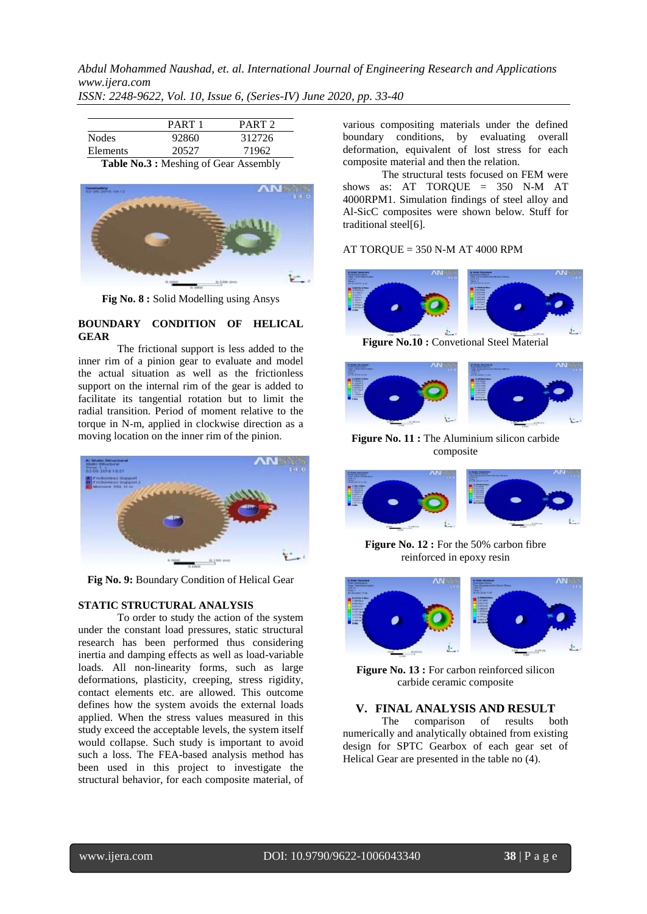| | PART 1 | PART 2 |
|---|---|---|
| Nodes | 92860 | 312726 |
| Elements | 20527 | 71962 |

**Table No.3 :** Meshing of Gear Assembly

**Fig No. 8 :** Solid Modelling using Ansys

## BOUNDARY CONDITION OF HELICAL GEAR

The frictional support is less added to the inner rim of a pinion gear to evaluate and model the actual situation as well as the frictionless support on the internal rim of the gear is added to facilitate its tangential rotation but to limit the radial transition. Period of moment relative to the torque in N-m, applied in clockwise direction as a moving location on the inner rim of the pinion.

**Fig No. 9:** Boundary Condition of Helical Gear

## STATIC STRUCTURAL ANALYSIS

To order to study the action of the system under the constant load pressures, static structural research has been performed thus considering inertia and damping effects as well as load-variable loads. All non-linearity forms, such as large deformations, plasticity, creeping, stress rigidity, contact elements etc. are allowed. This outcome defines how the system avoids the external loads applied. When the stress values measured in this study exceed the acceptable levels, the system itself would collapse. Such study is important to avoid such a loss. The FEA-based analysis method has been used in this project to investigate the structural behavior, for each composite material, of various compositing materials under the defined boundary conditions, by evaluating overall deformation, equivalent of lost stress for each composite material and then the relation.

The structural tests focused on FEM were shows as: AT TORQUE = 350 N-M AT 4000RPM1. Simulation findings of steel alloy and Al-SicC composites were shown below. Stuff for traditional steel[6].

AT TORQUE = 350 N-M AT 4000 RPM

**Figure No.10 :** Convetional Steel Material

**Figure No. 11 :** The Aluminium silicon carbide composite

**Figure No. 12 :** For the 50% carbon fibre reinforced in epoxy resin

**Figure No. 13 :** For carbon reinforced silicon carbide ceramic composite

## V. FINAL ANALYSIS AND RESULT

The comparison of results both numerically and analytically obtained from existing design for SPTC Gearbox of each gear set of Helical Gear are presented in the table no (4).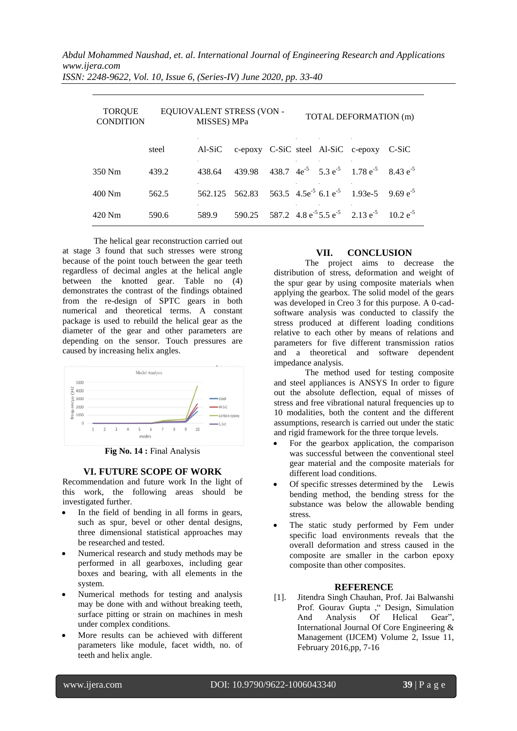| TORQUE CONDITION | EQUIOVALENT STRESS (VON - MISSES) MPa | | | | TOTAL DEFORMATION (m) | | | |
|---|---|---|---|---|---|---|---|---|
| | steel | Al-SiC | c-epoxy | C-SiC | steel | Al-SiC | c-epoxy | C-SiC |
| 350 Nm | 439.2 | 438.64 | 439.98 | 438.7 | $4e^{-5}$ | $5.3\ e^{-5}$ | $1.78\ e^{-5}$ | $8.43\ e^{-5}$ |
| 400 Nm | 562.5 | 562.125 | 562.83 | 563.5 | $4.5e^{-5}$ | $6.1\ e^{-5}$ | 1.93e-5 | $9.69\ e^{-5}$ |
| 420 Nm | 590.6 | 589.9 | 590.25 | 587.2 | $4.8\ e^{-5}$ | $5.5\ e^{-5}$ | $2.13\ e^{-5}$ | $10.2\ e^{-5}$ |

The helical gear reconstruction carried out at stage 3 found that such stresses were strong because of the point touch between the gear teeth regardless of decimal angles at the helical angle between the knotted gear. Table no (4) demonstrates the contrast of the findings obtained from the re-design of SPTC gears in both numerical and theoretical terms. A constant package is used to rebuild the helical gear as the diameter of the gear and other parameters are depending on the sensor. Touch pressures are caused by increasing helix angles.

Model Analysis

frequencyu (HZ

5000
4000
3000
2000
1000
0

1 2 3 4 5 6 7 8 9 10

modes

steel
Al-SiC
carbon epoxy
C-Sic

**Fig No. 14 :** Final Analysis

## VI. FUTURE SCOPE OF WORK

Recommendation and future work In the light of this work, the following areas should be investigated further.

- In the field of bending in all forms in gears, such as spur, bevel or other dental designs, three dimensional statistical approaches may be researched and tested.
- Numerical research and study methods may be performed in all gearboxes, including gear boxes and bearing, with all elements in the system.
- Numerical methods for testing and analysis may be done with and without breaking teeth, surface pitting or strain on machines in mesh under complex conditions.
- More results can be achieved with different parameters like module, facet width, no. of teeth and helix angle.

## VII. CONCLUSION

The project aims to decrease the distribution of stress, deformation and weight of the spur gear by using composite materials when applying the gearbox. The solid model of the gears was developed in Creo 3 for this purpose. A 0-cad-software analysis was conducted to classify the stress produced at different loading conditions relative to each other by means of relations and parameters for five different transmission ratios and a theoretical and software dependent impedance analysis.

The method used for testing composite and steel appliances is ANSYS In order to figure out the absolute deflection, equal of misses of stress and free vibrational natural frequencies up to 10 modalities, both the content and the different assumptions, research is carried out under the static and rigid framework for the three torque levels.

- For the gearbox application, the comparison was successful between the conventional steel gear material and the composite materials for different load conditions.
- Of specific stresses determined by the Lewis bending method, the bending stress for the substance was below the allowable bending stress.
- The static study performed by Fem under specific load environments reveals that the overall deformation and stress caused in the composite are smaller in the carbon epoxy composite than other composites.

## REFERENCE

[1]. Jitendra Singh Chauhan, Prof. Jai Balwanshi Prof. Gourav Gupta ," Design, Simulation And Analysis Of Helical Gear", International Journal Of Core Engineering & Management (IJCEM) Volume 2, Issue 11, February 2016,pp, 7-16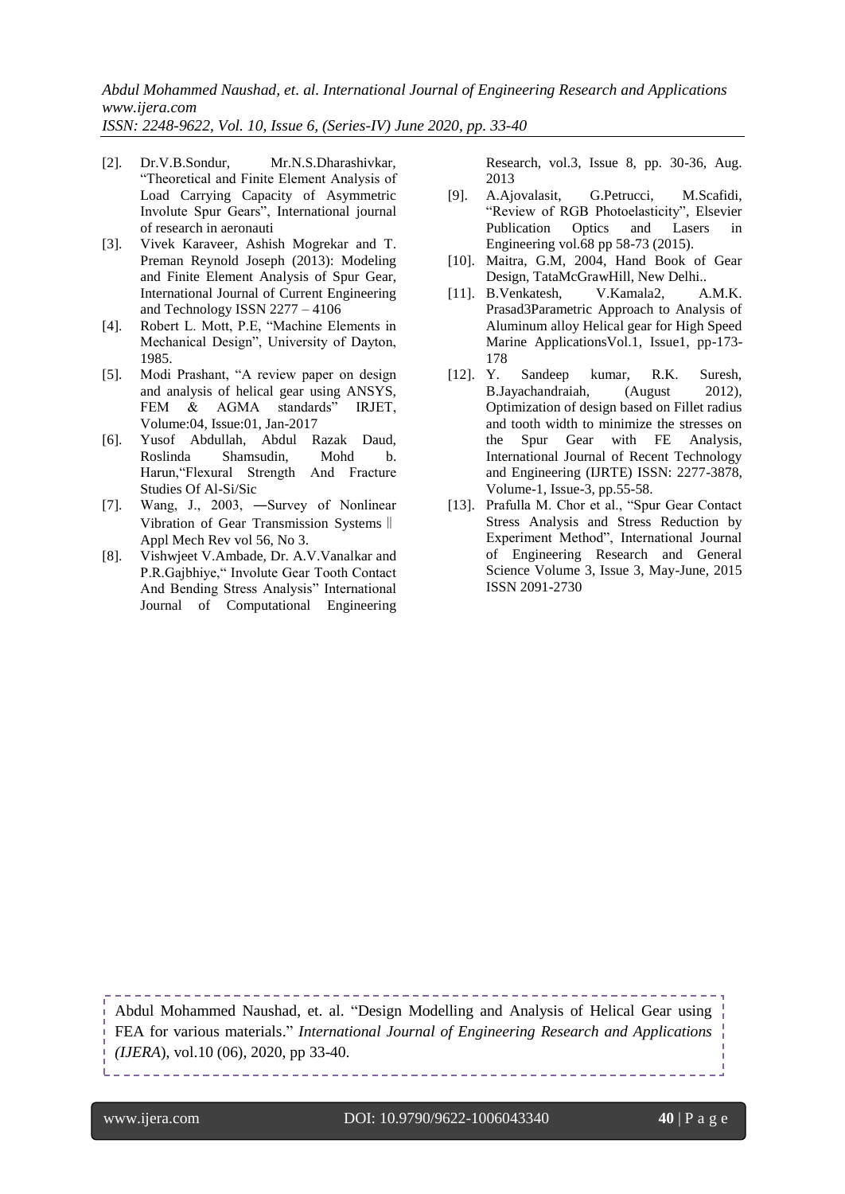[2]. Dr.V.B.Sondur, Mr.N.S.Dharashivkar, "Theoretical and Finite Element Analysis of Load Carrying Capacity of Asymmetric Involute Spur Gears", International journal of research in aeronauti

[3]. Vivek Karaveer, Ashish Mogrekar and T. Preman Reynold Joseph (2013): Modeling and Finite Element Analysis of Spur Gear, International Journal of Current Engineering and Technology ISSN 2277 – 4106

[4]. Robert L. Mott, P.E, "Machine Elements in Mechanical Design", University of Dayton, 1985.

[5]. Modi Prashant, "A review paper on design and analysis of helical gear using ANSYS, FEM & AGMA standards" IRJET, Volume:04, Issue:01, Jan-2017

[6]. Yusof Abdullah, Abdul Razak Daud, Roslinda Shamsudin, Mohd b. Harun,"Flexural Strength And Fracture Studies Of Al-Si/Sic

[7]. Wang, J., 2003, ―Survey of Nonlinear Vibration of Gear Transmission Systems ‖ Appl Mech Rev vol 56, No 3.

[8]. Vishwjeet V.Ambade, Dr. A.V.Vanalkar and P.R.Gajbhiye," Involute Gear Tooth Contact And Bending Stress Analysis" International Journal of Computational Engineering Research, vol.3, Issue 8, pp. 30-36, Aug. 2013

[9]. A.Ajovalasit, G.Petrucci, M.Scafidi, "Review of RGB Photoelasticity", Elsevier Publication Optics and Lasers in Engineering vol.68 pp 58-73 (2015).

[10]. Maitra, G.M, 2004, Hand Book of Gear Design, TataMcGrawHill, New Delhi..

[11]. B.Venkatesh, V.Kamala2, A.M.K. Prasad3Parametric Approach to Analysis of Aluminum alloy Helical gear for High Speed Marine ApplicationsVol.1, Issue1, pp-173-178

[12]. Y. Sandeep kumar, R.K. Suresh, B.Jayachandraiah, (August 2012), Optimization of design based on Fillet radius and tooth width to minimize the stresses on the Spur Gear with FE Analysis, International Journal of Recent Technology and Engineering (IJRTE) ISSN: 2277-3878, Volume-1, Issue-3, pp.55-58.

[13]. Prafulla M. Chor et al., "Spur Gear Contact Stress Analysis and Stress Reduction by Experiment Method", International Journal of Engineering Research and General Science Volume 3, Issue 3, May-June, 2015 ISSN 2091-2730

Abdul Mohammed Naushad, et. al. "Design Modelling and Analysis of Helical Gear using FEA for various materials." *International Journal of Engineering Research and Applications (IJERA*), vol.10 (06), 2020, pp 33-40.